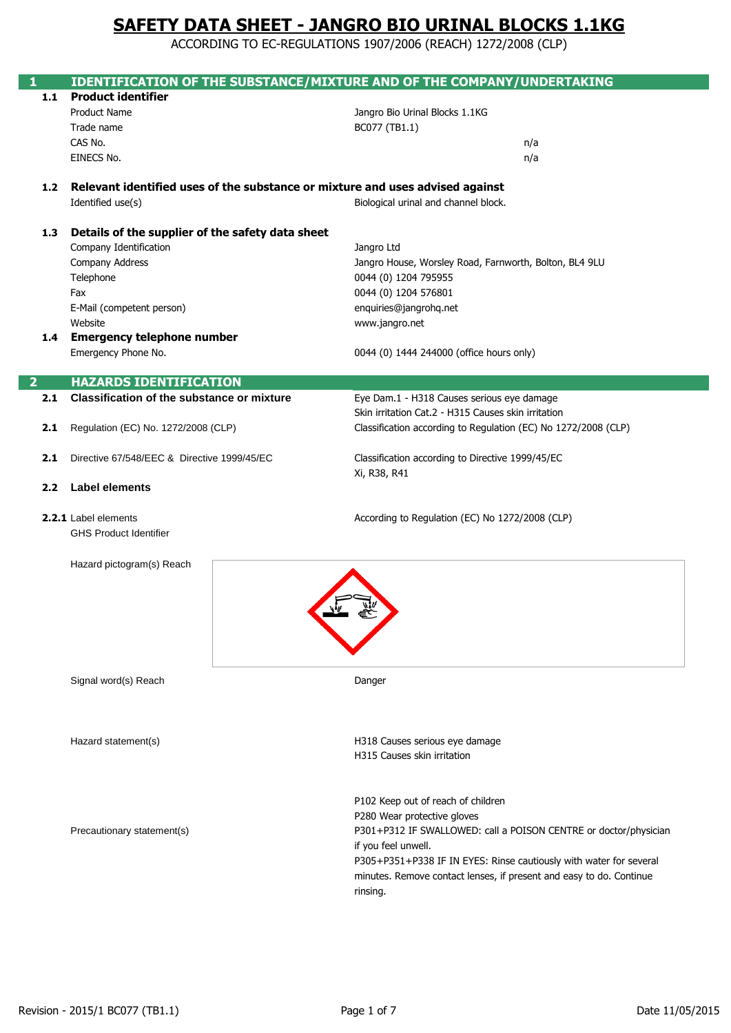# SAFETY DATA SHEET - JANGRO BIO URINAL BLOCKS 1.1KG

ACCORDING TO EC-REGULATIONS 1907/2006 (REACH) 1272/2008 (CLP)

## 1 IDENTIFICATION OF THE SUBSTANCE/MIXTURE AND OF THE COMPANY/UNDERTAKING

### 1.1 Product identifier

| | |
|---|---|
| Product Name | Jangro Bio Urinal Blocks 1.1KG |
| Trade name | BC077 (TB1.1) |
| CAS No. | n/a |
| EINECS No. | n/a |

### 1.2 Relevant identified uses of the substance or mixture and uses advised against

| | |
|---|---|
| Identified use(s) | Biological urinal and channel block. |

### 1.3 Details of the supplier of the safety data sheet

| | |
|---|---|
| Company Identification | Jangro Ltd |
| Company Address | Jangro House, Worsley Road, Farnworth, Bolton, BL4 9LU |
| Telephone | 0044 (0) 1204 795955 |
| Fax | 0044 (0) 1204 576801 |
| E-Mail (competent person) | enquiries@jangrohq.net |
| Website | www.jangro.net |

### 1.4 Emergency telephone number

| | |
|---|---|
| Emergency Phone No. | 0044 (0) 1444 244000 (office hours only) |

## 2 HAZARDS IDENTIFICATION

| | | |
|---|---|---|
| 2.1 | Classification of the substance or mixture | Eye Dam.1 - H318 Causes serious eye damage<br>Skin irritation Cat.2 - H315 Causes skin irritation |
| 2.1 | Regulation (EC) No. 1272/2008 (CLP) | Classification according to Regulation (EC) No 1272/2008 (CLP) |
| 2.1 | Directive 67/548/EEC & Directive 1999/45/EC | Classification according to Directive 1999/45/EC<br>Xi, R38, R41 |

### 2.2 Label elements

**2.2.1** Label elements — According to Regulation (EC) No 1272/2008 (CLP)

GHS Product Identifier

Hazard pictogram(s) Reach

Signal word(s) Reach: Danger

Hazard statement(s):

H318 Causes serious eye damage
H315 Causes skin irritation

Precautionary statement(s):

P102 Keep out of reach of children
P280 Wear protective gloves
P301+P312 IF SWALLOWED: call a POISON CENTRE or doctor/physician if you feel unwell.
P305+P351+P338 IF IN EYES: Rinse cautiously with water for several minutes. Remove contact lenses, if present and easy to do. Continue rinsing.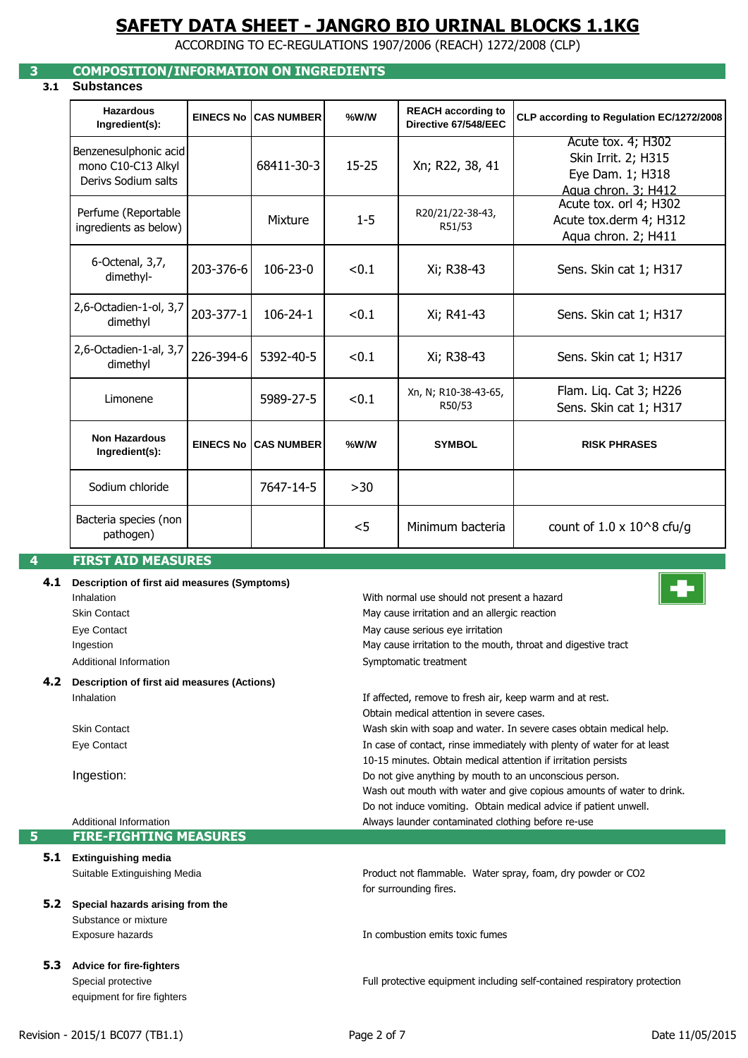# SAFETY DATA SHEET - JANGRO BIO URINAL BLOCKS 1.1KG

ACCORDING TO EC-REGULATIONS 1907/2006 (REACH) 1272/2008 (CLP)

## 3 COMPOSITION/INFORMATION ON INGREDIENTS

### 3.1 Substances

| Hazardous Ingredient(s): | EINECS No | CAS NUMBER | %W/W | REACH according to Directive 67/548/EEC | CLP according to Regulation EC/1272/2008 |
|---|---|---|---|---|---|
| Benzenesulphonic acid mono C10-C13 Alkyl Derivs Sodium salts | | 68411-30-3 | 15-25 | Xn; R22, 38, 41 | Acute tox. 4; H302 Skin Irrit. 2; H315 Eye Dam. 1; H318 Aqua chron. 3; H412 |
| Perfume (Reportable ingredients as below) | | Mixture | 1-5 | R20/21/22-38-43, R51/53 | Acute tox. orl 4; H302 Acute tox.derm 4; H312 Aqua chron. 2; H411 |
| 6-Octenal, 3,7, dimethyl- | 203-376-6 | 106-23-0 | <0.1 | Xi; R38-43 | Sens. Skin cat 1; H317 |
| 2,6-Octadien-1-ol, 3,7 dimethyl | 203-377-1 | 106-24-1 | <0.1 | Xi; R41-43 | Sens. Skin cat 1; H317 |
| 2,6-Octadien-1-al, 3,7 dimethyl | 226-394-6 | 5392-40-5 | <0.1 | Xi; R38-43 | Sens. Skin cat 1; H317 |
| Limonene | | 5989-27-5 | <0.1 | Xn, N; R10-38-43-65, R50/53 | Flam. Liq. Cat 3; H226 Sens. Skin cat 1; H317 |
| **Non Hazardous Ingredient(s):** | **EINECS No** | **CAS NUMBER** | **%W/W** | **SYMBOL** | **RISK PHRASES** |
| Sodium chloride | | 7647-14-5 | >30 | | |
| Bacteria species (non pathogen) | | | <5 | Minimum bacteria | count of $1.0 \times 10^8$ cfu/g |

## 4 FIRST AID MEASURES

### 4.1 Description of first aid measures (Symptoms)

| | |
|---|---|
| Inhalation | With normal use should not present a hazard |
| Skin Contact | May cause irritation and an allergic reaction |
| Eye Contact | May cause serious eye irritation |
| Ingestion | May cause irritation to the mouth, throat and digestive tract |
| Additional Information | Symptomatic treatment |

### 4.2 Description of first aid measures (Actions)

| | |
|---|---|
| Inhalation | If affected, remove to fresh air, keep warm and at rest. Obtain medical attention in severe cases. |
| Skin Contact | Wash skin with soap and water. In severe cases obtain medical help. |
| Eye Contact | In case of contact, rinse immediately with plenty of water for at least 10-15 minutes. Obtain medical attention if irritation persists |
| Ingestion: | Do not give anything by mouth to an unconscious person. Wash out mouth with water and give copious amounts of water to drink. Do not induce vomiting. Obtain medical advice if patient unwell. |
| Additional Information | Always launder contaminated clothing before re-use |

## 5 FIRE-FIGHTING MEASURES

### 5.1 Extinguishing media

| | |
|---|---|
| Suitable Extinguishing Media | Product not flammable. Water spray, foam, dry powder or $CO_2$ for surrounding fires. |

### 5.2 Special hazards arising from the Substance or mixture

| | |
|---|---|
| Exposure hazards | In combustion emits toxic fumes |

### 5.3 Advice for fire-fighters

| | |
|---|---|
| Special protective equipment for fire fighters | Full protective equipment including self-contained respiratory protection |

Revision - 2015/1 BC077 (TB1.1) Date 11/05/2015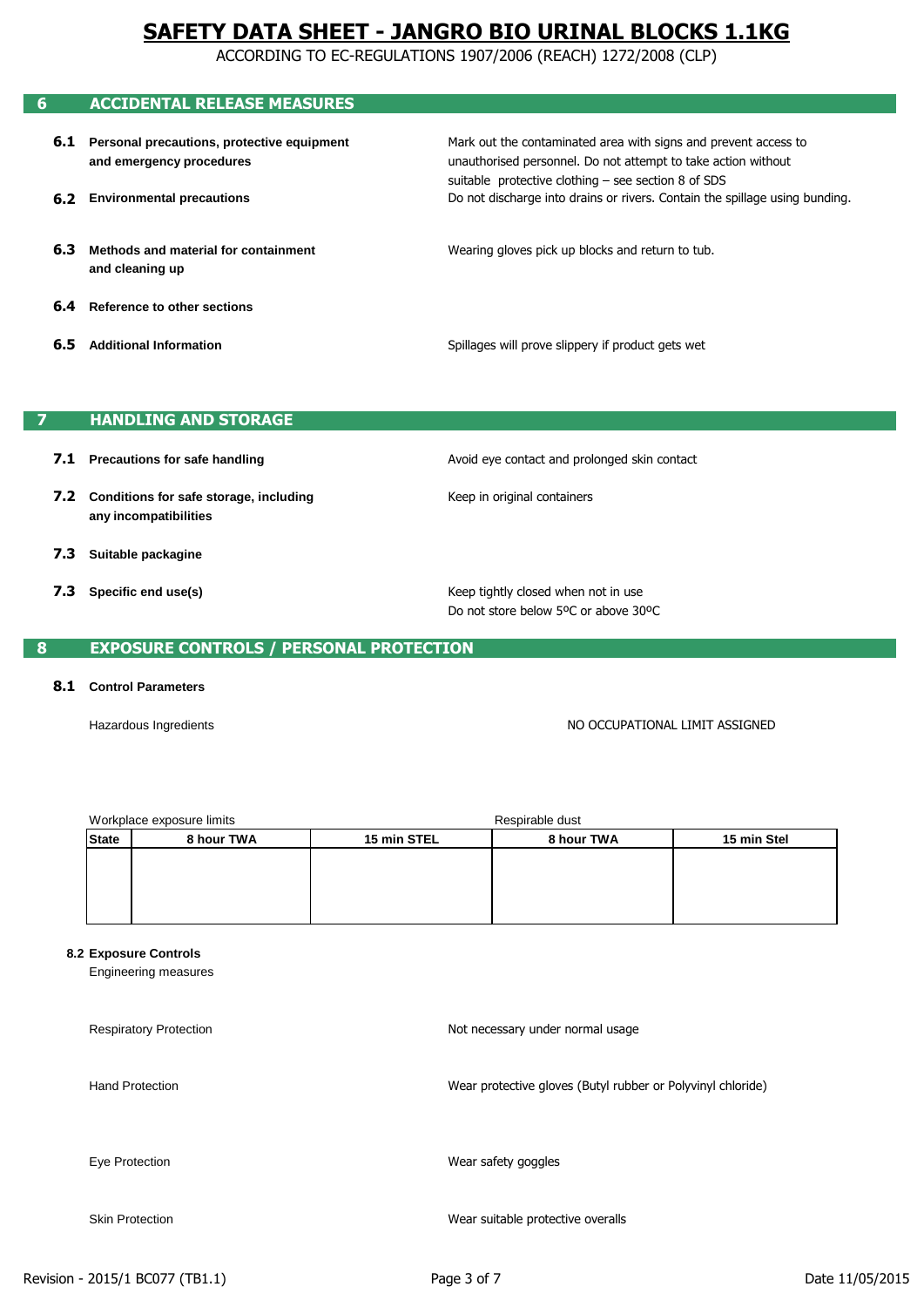# SAFETY DATA SHEET - JANGRO BIO URINAL BLOCKS 1.1KG

ACCORDING TO EC-REGULATIONS 1907/2006 (REACH) 1272/2008 (CLP)

## 6 ACCIDENTAL RELEASE MEASURES

**6.1 Personal precautions, protective equipment and emergency procedures**

Mark out the contaminated area with signs and prevent access to unauthorised personnel. Do not attempt to take action without suitable protective clothing – see section 8 of SDS

**6.2 Environmental precautions**

Do not discharge into drains or rivers. Contain the spillage using bunding.

**6.3 Methods and material for containment and cleaning up**

Wearing gloves pick up blocks and return to tub.

**6.4 Reference to other sections**

**6.5 Additional Information**

Spillages will prove slippery if product gets wet

## 7 HANDLING AND STORAGE

**7.1 Precautions for safe handling**

Avoid eye contact and prolonged skin contact

**7.2 Conditions for safe storage, including any incompatibilities**

Keep in original containers

**7.3 Suitable packagine**

**7.3 Specific end use(s)**

Keep tightly closed when not in use
Do not store below 5ºC or above 30ºC

## 8 EXPOSURE CONTROLS / PERSONAL PROTECTION

**8.1 Control Parameters**

Hazardous Ingredients — NO OCCUPATIONAL LIMIT ASSIGNED

| | Workplace exposure limits | | Respirable dust | |
|---|---|---|---|---|
| **State** | **8 hour TWA** | **15 min STEL** | **8 hour TWA** | **15 min Stel** |
| | | | | |

**8.2 Exposure Controls**

Engineering measures

Respiratory Protection — Not necessary under normal usage

Hand Protection — Wear protective gloves (Butyl rubber or Polyvinyl chloride)

Eye Protection — Wear safety goggles

Skin Protection — Wear suitable protective overalls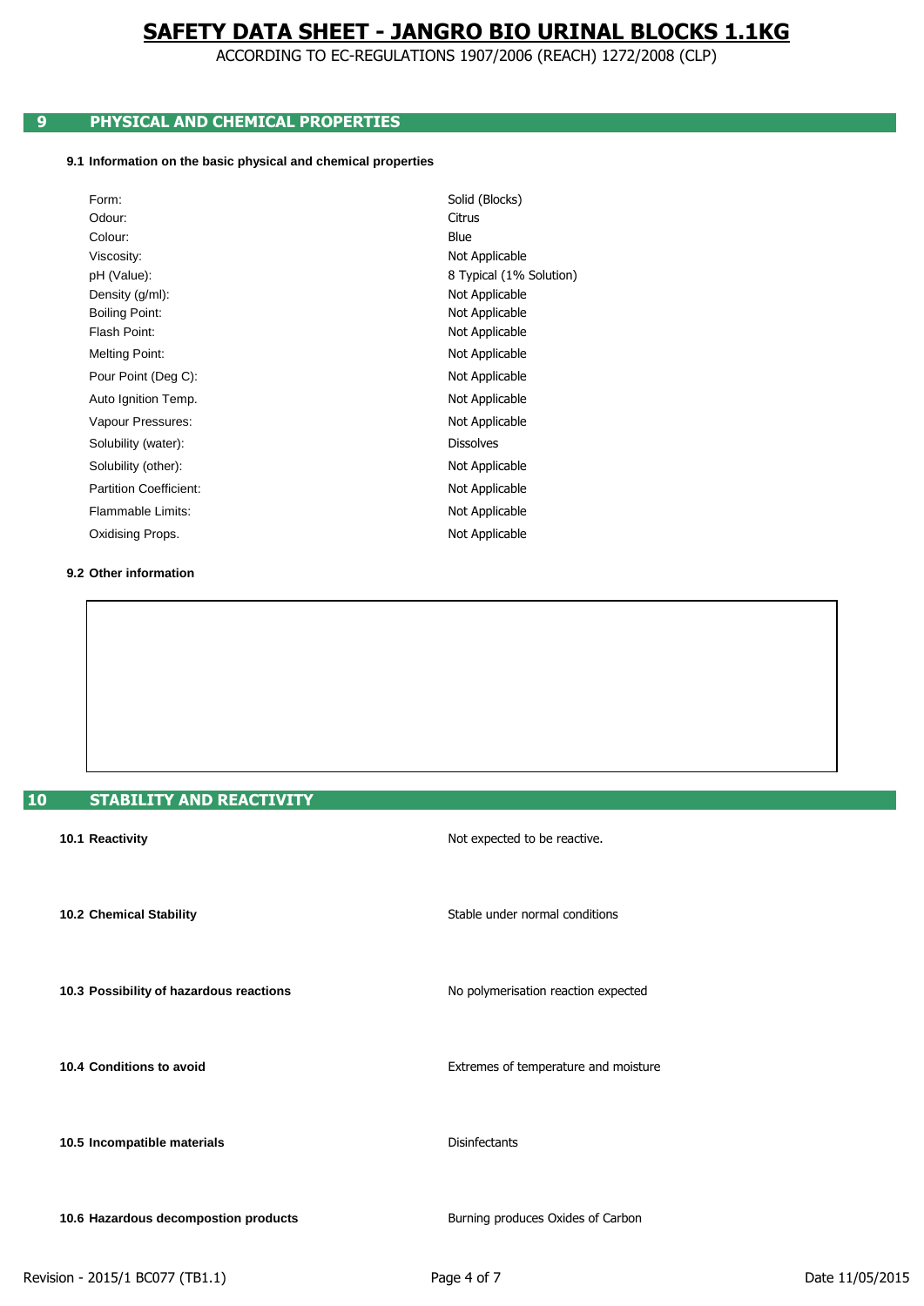# SAFETY DATA SHEET - JANGRO BIO URINAL BLOCKS 1.1KG

ACCORDING TO EC-REGULATIONS 1907/2006 (REACH) 1272/2008 (CLP)

## 9 PHYSICAL AND CHEMICAL PROPERTIES

### 9.1 Information on the basic physical and chemical properties

| Property | Value |
|---|---|
| Form: | Solid (Blocks) |
| Odour: | Citrus |
| Colour: | Blue |
| Viscosity: | Not Applicable |
| pH (Value): | 8 Typical (1% Solution) |
| Density (g/ml): | Not Applicable |
| Boiling Point: | Not Applicable |
| Flash Point: | Not Applicable |
| Melting Point: | Not Applicable |
| Pour Point (Deg C): | Not Applicable |
| Auto Ignition Temp. | Not Applicable |
| Vapour Pressures: | Not Applicable |
| Solubility (water): | Dissolves |
| Solubility (other): | Not Applicable |
| Partition Coefficient: | Not Applicable |
| Flammable Limits: | Not Applicable |
| Oxidising Props. | Not Applicable |

### 9.2 Other information

## 10 STABILITY AND REACTIVITY

**10.1 Reactivity**

Not expected to be reactive.

**10.2 Chemical Stability**

Stable under normal conditions

**10.3 Possibility of hazardous reactions**

No polymerisation reaction expected

**10.4 Conditions to avoid**

Extremes of temperature and moisture

**10.5 Incompatible materials**

Disinfectants

**10.6 Hazardous decompostion products**

Burning produces Oxides of Carbon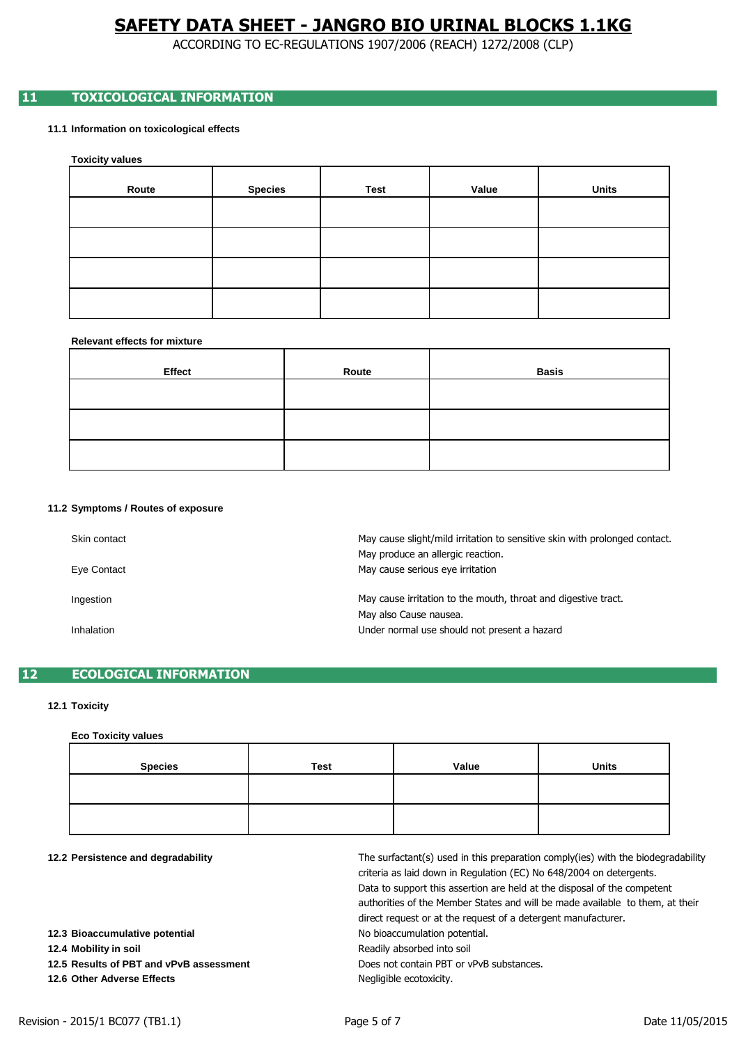# SAFETY DATA SHEET - JANGRO BIO URINAL BLOCKS 1.1KG

ACCORDING TO EC-REGULATIONS 1907/2006 (REACH) 1272/2008 (CLP)

## 11 TOXICOLOGICAL INFORMATION

### 11.1 Information on toxicological effects

**Toxicity values**

| Route | Species | Test | Value | Units |
|---|---|---|---|---|
| | | | | |
| | | | | |
| | | | | |
| | | | | |

**Relevant effects for mixture**

| Effect | Route | Basis |
|---|---|---|
| | | |
| | | |
| | | |

### 11.2 Symptoms / Routes of exposure

| | |
|---|---|
| Skin contact | May cause slight/mild irritation to sensitive skin with prolonged contact. May produce an allergic reaction. |
| Eye Contact | May cause serious eye irritation |
| Ingestion | May cause irritation to the mouth, throat and digestive tract. May also Cause nausea. |
| Inhalation | Under normal use should not present a hazard |

## 12 ECOLOGICAL INFORMATION

### 12.1 Toxicity

**Eco Toxicity values**

| Species | Test | Value | Units |
|---|---|---|---|
| | | | |
| | | | |

**12.2 Persistence and degradability**

The surfactant(s) used in this preparation comply(ies) with the biodegradability criteria as laid down in Regulation (EC) No 648/2004 on detergents. Data to support this assertion are held at the disposal of the competent authorities of the Member States and will be made available to them, at their direct request or at the request of a detergent manufacturer.

**12.3 Bioaccumulative potential** No bioaccumulation potential.

**12.4 Mobility in soil** Readily absorbed into soil

**12.5 Results of PBT and vPvB assessment** Does not contain PBT or vPvB substances.

**12.6 Other Adverse Effects** Negligible ecotoxicity.

Revision - 2015/1 BC077 (TB1.1) Date 11/05/2015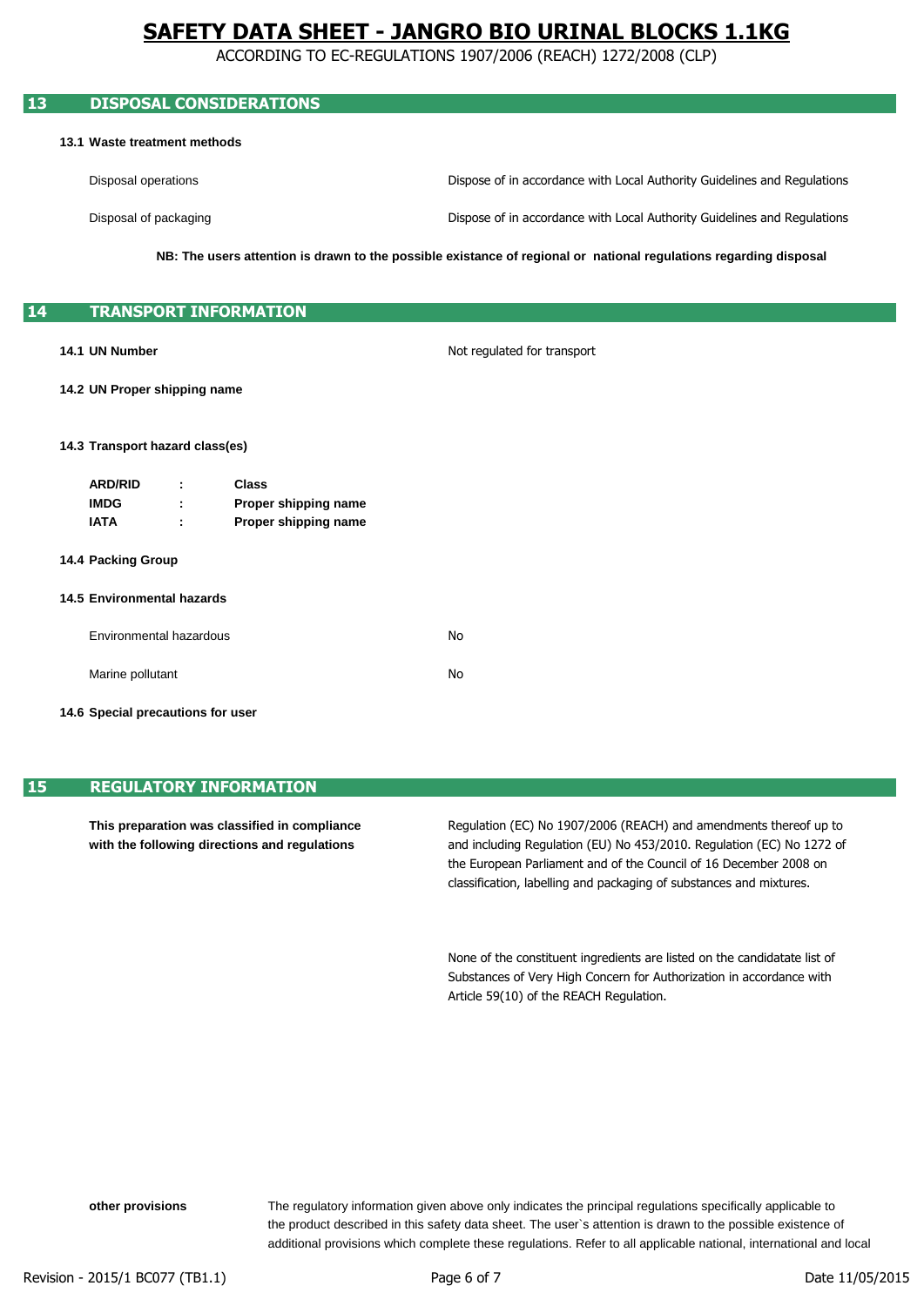## 13 DISPOSAL CONSIDERATIONS

**13.1 Waste treatment methods**

| | |
|---|---|
| Disposal operations | Dispose of in accordance with Local Authority Guidelines and Regulations |
| Disposal of packaging | Dispose of in accordance with Local Authority Guidelines and Regulations |

**NB: The users attention is drawn to the possible existance of regional or national regulations regarding disposal**

## 14 TRANSPORT INFORMATION

**14.1 UN Number** Not regulated for transport

**14.2 UN Proper shipping name**

**14.3 Transport hazard class(es)**

| | | |
|---|---|---|
| **ARD/RID** | **:** | **Class** |
| **IMDG** | **:** | **Proper shipping name** |
| **IATA** | **:** | **Proper shipping name** |

**14.4 Packing Group**

**14.5 Environmental hazards**

| | |
|---|---|
| Environmental hazardous | No |
| Marine pollutant | No |

**14.6 Special precautions for user**

## 15 REGULATORY INFORMATION

**This preparation was classified in compliance with the following directions and regulations**

Regulation (EC) No 1907/2006 (REACH) and amendments thereof up to and including Regulation (EU) No 453/2010. Regulation (EC) No 1272 of the European Parliament and of the Council of 16 December 2008 on classification, labelling and packaging of substances and mixtures.

None of the constituent ingredients are listed on the candidatate list of Substances of Very High Concern for Authorization in accordance with Article 59(10) of the REACH Regulation.

**other provisions** The regulatory information given above only indicates the principal regulations specifically applicable to the product described in this safety data sheet. The user`s attention is drawn to the possible existence of additional provisions which complete these regulations. Refer to all applicable national, international and local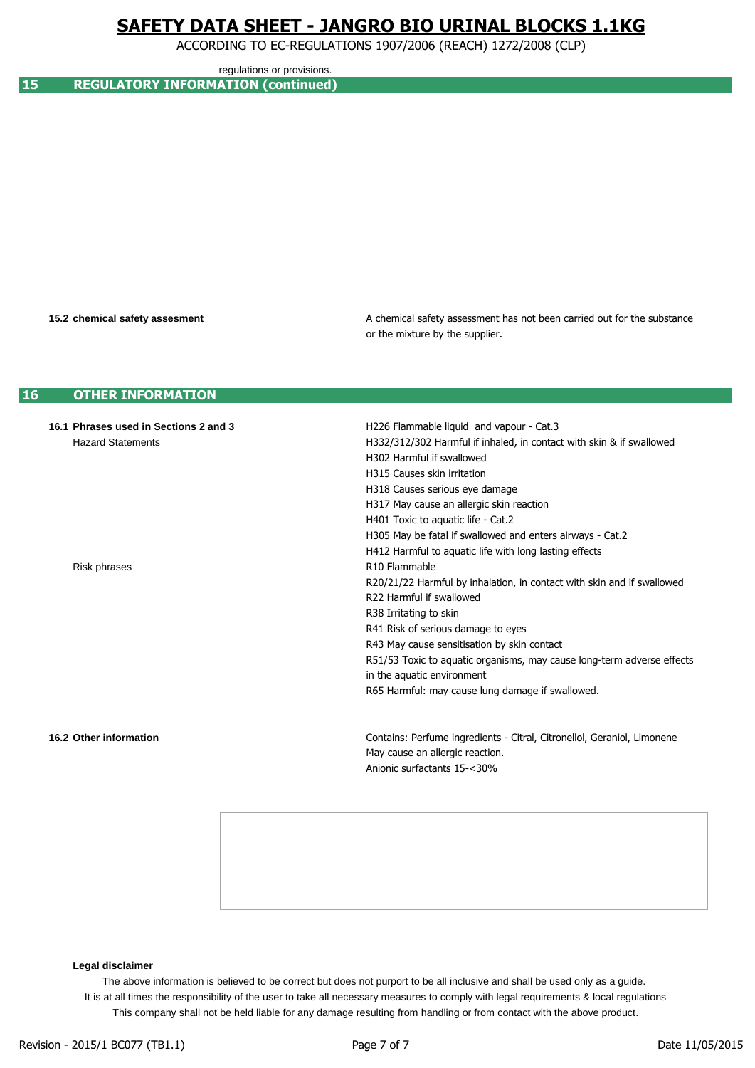regulations or provisions.

## 15 REGULATORY INFORMATION (continued)

| | |
|---|---|
| **15.2 chemical safety assesment** | A chemical safety assessment has not been carried out for the substance or the mixture by the supplier. |

## 16 OTHER INFORMATION

| | |
|---|---|
| **16.1 Phrases used in Sections 2 and 3** | H226 Flammable liquid and vapour - Cat.3 |
| Hazard Statements | H332/312/302 Harmful if inhaled, in contact with skin & if swallowed |
| | H302 Harmful if swallowed |
| | H315 Causes skin irritation |
| | H318 Causes serious eye damage |
| | H317 May cause an allergic skin reaction |
| | H401 Toxic to aquatic life - Cat.2 |
| | H305 May be fatal if swallowed and enters airways - Cat.2 |
| | H412 Harmful to aquatic life with long lasting effects |
| Risk phrases | R10 Flammable |
| | R20/21/22 Harmful by inhalation, in contact with skin and if swallowed |
| | R22 Harmful if swallowed |
| | R38 Irritating to skin |
| | R41 Risk of serious damage to eyes |
| | R43 May cause sensitisation by skin contact |
| | R51/53 Toxic to aquatic organisms, may cause long-term adverse effects in the aquatic environment |
| | R65 Harmful: may cause lung damage if swallowed. |
| **16.2 Other information** | Contains: Perfume ingredients - Citral, Citronellol, Geraniol, Limonene<br>May cause an allergic reaction.<br>Anionic surfactants 15-<30% |

**Legal disclaimer**

The above information is believed to be correct but does not purport to be all inclusive and shall be used only as a guide.
It is at all times the responsibility of the user to take all necessary measures to comply with legal requirements & local regulations
This company shall not be held liable for any damage resulting from handling or from contact with the above product.